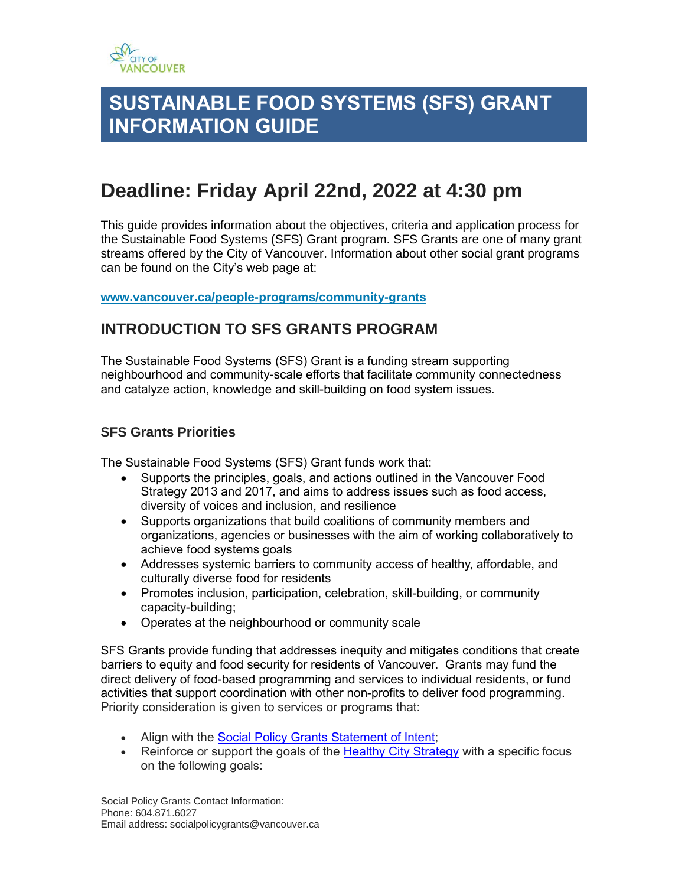# SUSTAINABLE FOOD SYSTEMS (SFS) GRANT INFORMATION GUIDE

## Deadline: Friday April 22nd, 2022 at 4:30 pm

This guide provides information about the objectives, criteria and application process for the Sustainable Food Systems (SFS) Grant program. SFS Grants are one of many grant streams offered by the City of Vancouver. Information about other social grant programs can be found on the City's web page at:

**www.vancouver.ca/people-programs/community-grants**

## INTRODUCTION TO SFS GRANTS PROGRAM

The Sustainable Food Systems (SFS) Grant is a funding stream supporting neighbourhood and community-scale efforts that facilitate community connectedness and catalyze action, knowledge and skill-building on food system issues.

### SFS Grants Priorities

The Sustainable Food Systems (SFS) Grant funds work that:

- Supports the principles, goals, and actions outlined in the Vancouver Food Strategy 2013 and 2017, and aims to address issues such as food access, diversity of voices and inclusion, and resilience
- Supports organizations that build coalitions of community members and organizations, agencies or businesses with the aim of working collaboratively to achieve food systems goals
- Addresses systemic barriers to community access of healthy, affordable, and culturally diverse food for residents
- Promotes inclusion, participation, celebration, skill-building, or community capacity-building;
- Operates at the neighbourhood or community scale

SFS Grants provide funding that addresses inequity and mitigates conditions that create barriers to equity and food security for residents of Vancouver. Grants may fund the direct delivery of food-based programming and services to individual residents, or fund activities that support coordination with other non-profits to deliver food programming. Priority consideration is given to services or programs that:

- Align with the Social Policy Grants Statement of Intent;
- Reinforce or support the goals of the Healthy City Strategy with a specific focus on the following goals:

Social Policy Grants Contact Information:
Phone: 604.871.6027
Email address: socialpolicygrants@vancouver.ca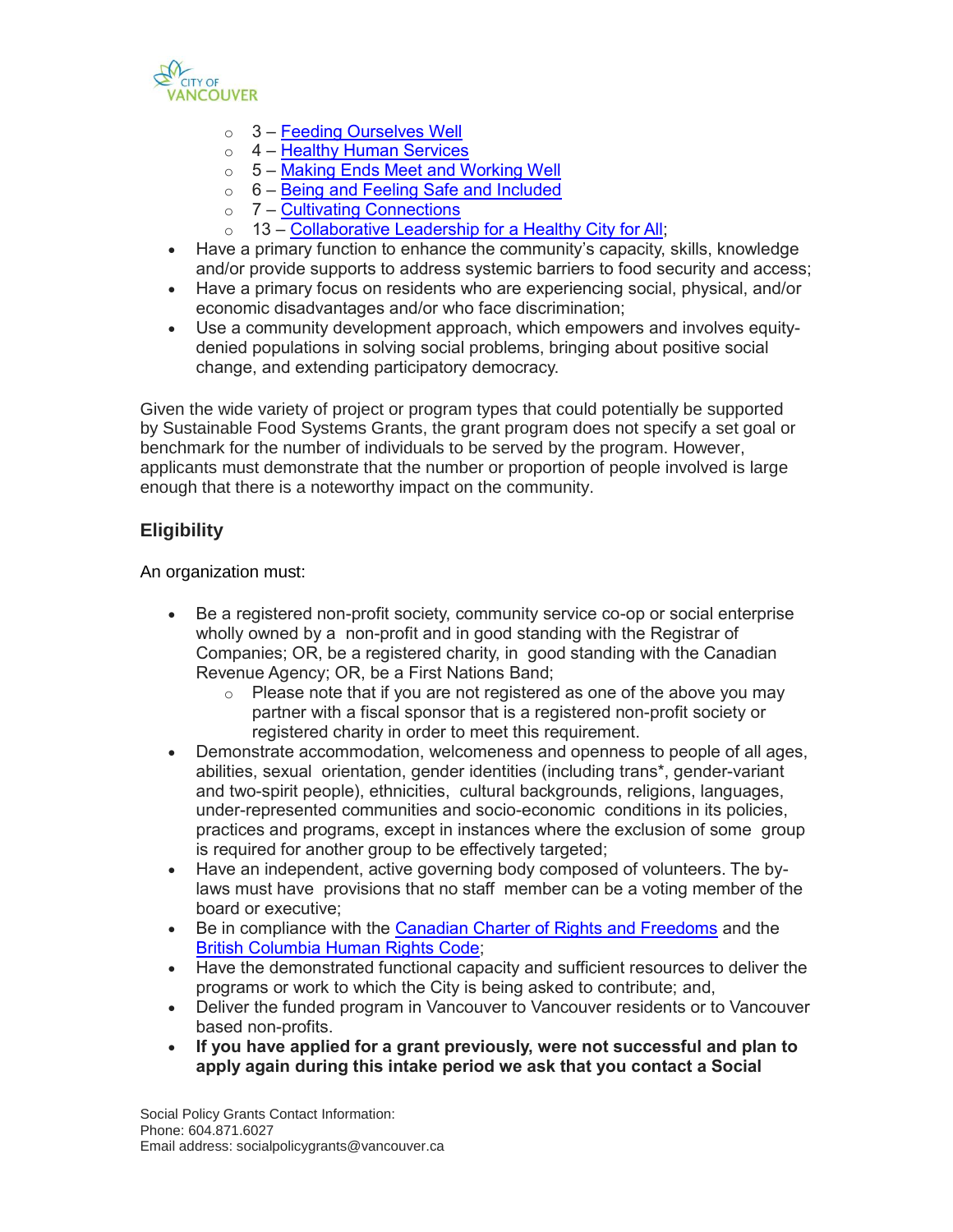- 3 – Feeding Ourselves Well
  - 4 – Healthy Human Services
  - 5 – Making Ends Meet and Working Well
  - 6 – Being and Feeling Safe and Included
  - 7 – Cultivating Connections
  - 13 – Collaborative Leadership for a Healthy City for All;
- Have a primary function to enhance the community's capacity, skills, knowledge and/or provide supports to address systemic barriers to food security and access;
- Have a primary focus on residents who are experiencing social, physical, and/or economic disadvantages and/or who face discrimination;
- Use a community development approach, which empowers and involves equity-denied populations in solving social problems, bringing about positive social change, and extending participatory democracy.

Given the wide variety of project or program types that could potentially be supported by Sustainable Food Systems Grants, the grant program does not specify a set goal or benchmark for the number of individuals to be served by the program. However, applicants must demonstrate that the number or proportion of people involved is large enough that there is a noteworthy impact on the community.

## Eligibility

An organization must:

- Be a registered non-profit society, community service co-op or social enterprise wholly owned by a non-profit and in good standing with the Registrar of Companies; OR, be a registered charity, in good standing with the Canadian Revenue Agency; OR, be a First Nations Band;
  - Please note that if you are not registered as one of the above you may partner with a fiscal sponsor that is a registered non-profit society or registered charity in order to meet this requirement.
- Demonstrate accommodation, welcomeness and openness to people of all ages, abilities, sexual orientation, gender identities (including trans*, gender-variant and two-spirit people), ethnicities, cultural backgrounds, religions, languages, under-represented communities and socio-economic conditions in its policies, practices and programs, except in instances where the exclusion of some group is required for another group to be effectively targeted;
- Have an independent, active governing body composed of volunteers. The by-laws must have provisions that no staff member can be a voting member of the board or executive;
- Be in compliance with the Canadian Charter of Rights and Freedoms and the British Columbia Human Rights Code;
- Have the demonstrated functional capacity and sufficient resources to deliver the programs or work to which the City is being asked to contribute; and,
- Deliver the funded program in Vancouver to Vancouver residents or to Vancouver based non-profits.
- **If you have applied for a grant previously, were not successful and plan to apply again during this intake period we ask that you contact a Social**

Social Policy Grants Contact Information:
Phone: 604.871.6027
Email address: socialpolicygrants@vancouver.ca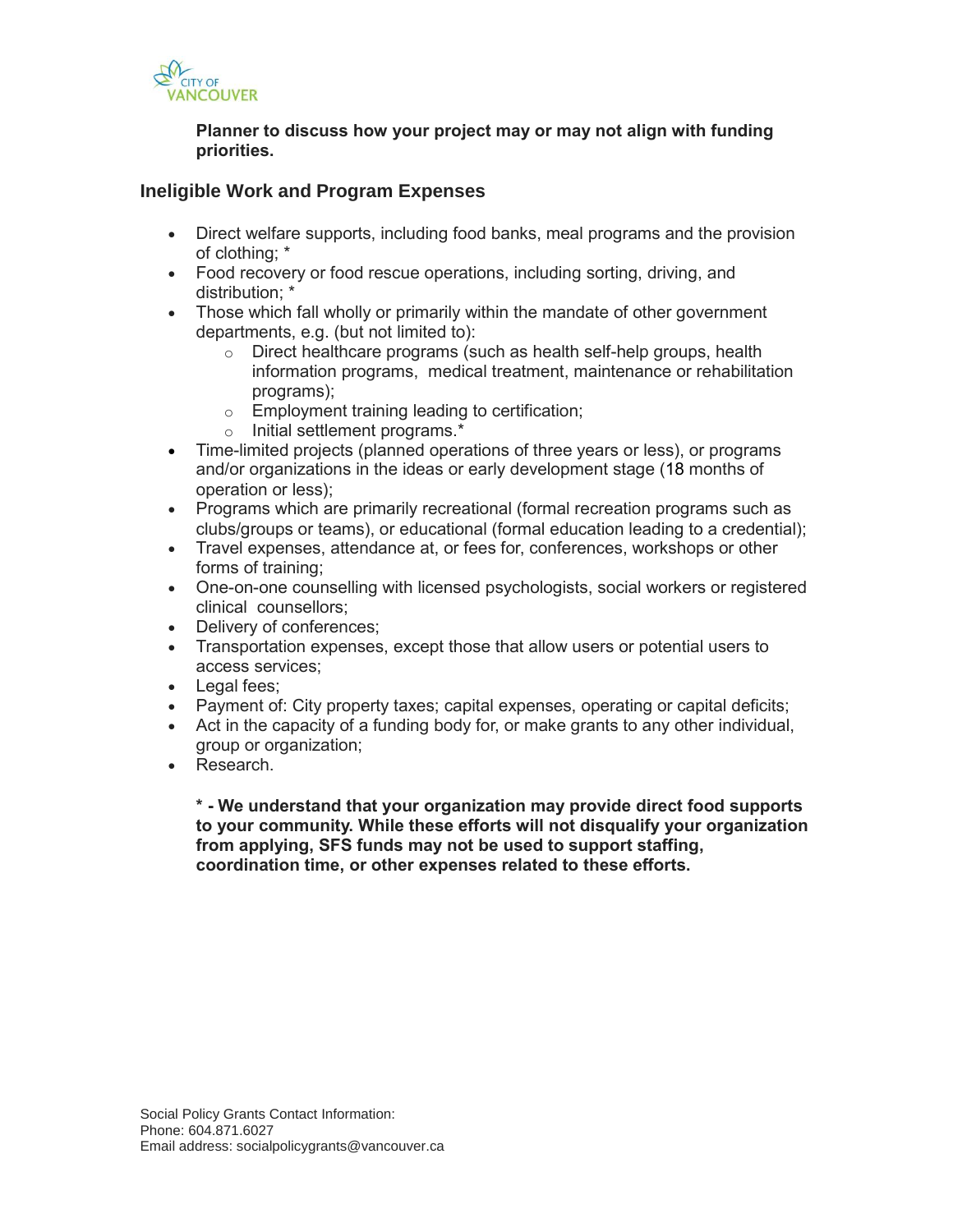**Planner to discuss how your project may or may not align with funding priorities.**

## Ineligible Work and Program Expenses

- Direct welfare supports, including food banks, meal programs and the provision of clothing; *
- Food recovery or food rescue operations, including sorting, driving, and distribution; *
- Those which fall wholly or primarily within the mandate of other government departments, e.g. (but not limited to):
  - Direct healthcare programs (such as health self-help groups, health information programs, medical treatment, maintenance or rehabilitation programs);
  - Employment training leading to certification;
  - Initial settlement programs.*
- Time-limited projects (planned operations of three years or less), or programs and/or organizations in the ideas or early development stage (18 months of operation or less);
- Programs which are primarily recreational (formal recreation programs such as clubs/groups or teams), or educational (formal education leading to a credential);
- Travel expenses, attendance at, or fees for, conferences, workshops or other forms of training;
- One-on-one counselling with licensed psychologists, social workers or registered clinical counsellors;
- Delivery of conferences;
- Transportation expenses, except those that allow users or potential users to access services;
- Legal fees;
- Payment of: City property taxes; capital expenses, operating or capital deficits;
- Act in the capacity of a funding body for, or make grants to any other individual, group or organization;
- Research.

**\* - We understand that your organization may provide direct food supports to your community. While these efforts will not disqualify your organization from applying, SFS funds may not be used to support staffing, coordination time, or other expenses related to these efforts.**

Social Policy Grants Contact Information:
Phone: 604.871.6027
Email address: socialpolicygrants@vancouver.ca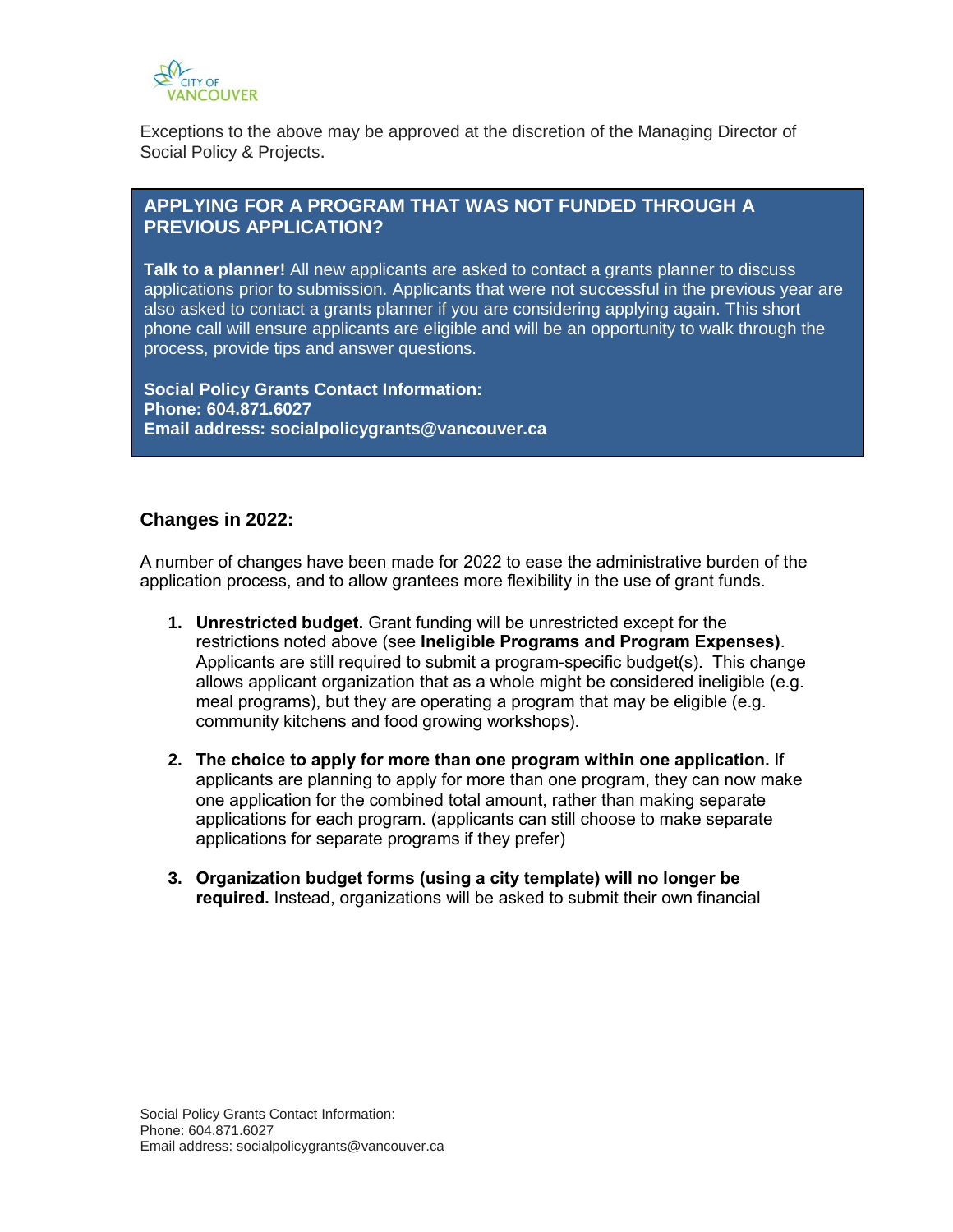Exceptions to the above may be approved at the discretion of the Managing Director of Social Policy & Projects.

## APPLYING FOR A PROGRAM THAT WAS NOT FUNDED THROUGH A PREVIOUS APPLICATION?

**Talk to a planner!** All new applicants are asked to contact a grants planner to discuss applications prior to submission. Applicants that were not successful in the previous year are also asked to contact a grants planner if you are considering applying again. This short phone call will ensure applicants are eligible and will be an opportunity to walk through the process, provide tips and answer questions.

**Social Policy Grants Contact Information:**
**Phone: 604.871.6027**
**Email address: socialpolicygrants@vancouver.ca**

### Changes in 2022:

A number of changes have been made for 2022 to ease the administrative burden of the application process, and to allow grantees more flexibility in the use of grant funds.

1. **Unrestricted budget.** Grant funding will be unrestricted except for the restrictions noted above (see **Ineligible Programs and Program Expenses**). Applicants are still required to submit a program-specific budget(s). This change allows applicant organization that as a whole might be considered ineligible (e.g. meal programs), but they are operating a program that may be eligible (e.g. community kitchens and food growing workshops).

2. **The choice to apply for more than one program within one application.** If applicants are planning to apply for more than one program, they can now make one application for the combined total amount, rather than making separate applications for each program. (applicants can still choose to make separate applications for separate programs if they prefer)

3. **Organization budget forms (using a city template) will no longer be required.** Instead, organizations will be asked to submit their own financial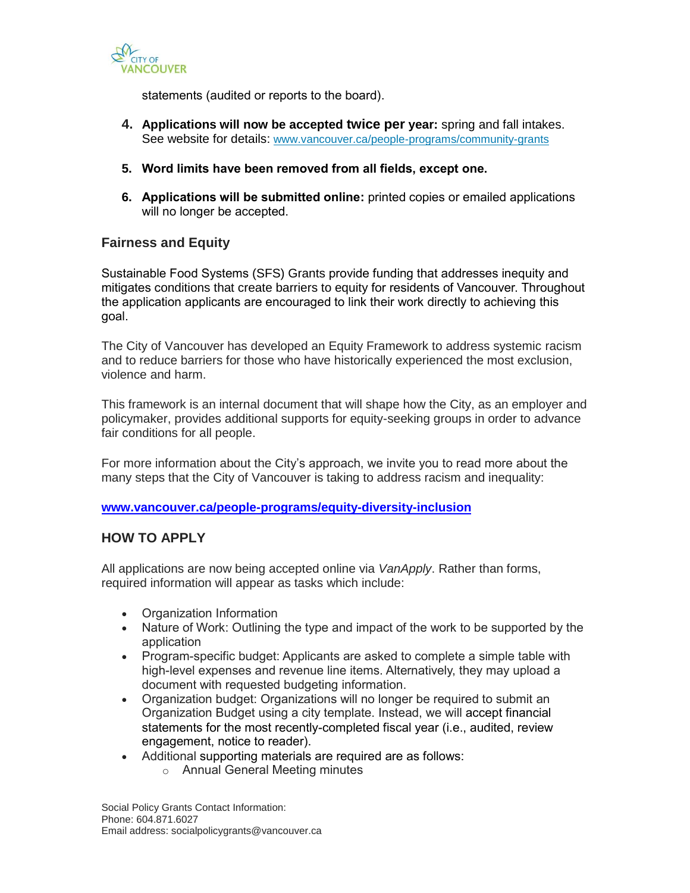statements (audited or reports to the board).

4. **Applications will now be accepted twice per year:** spring and fall intakes. See website for details: www.vancouver.ca/people-programs/community-grants

5. **Word limits have been removed from all fields, except one.**

6. **Applications will be submitted online:** printed copies or emailed applications will no longer be accepted.

## Fairness and Equity

Sustainable Food Systems (SFS) Grants provide funding that addresses inequity and mitigates conditions that create barriers to equity for residents of Vancouver. Throughout the application applicants are encouraged to link their work directly to achieving this goal.

The City of Vancouver has developed an Equity Framework to address systemic racism and to reduce barriers for those who have historically experienced the most exclusion, violence and harm.

This framework is an internal document that will shape how the City, as an employer and policymaker, provides additional supports for equity-seeking groups in order to advance fair conditions for all people.

For more information about the City's approach, we invite you to read more about the many steps that the City of Vancouver is taking to address racism and inequality:

**www.vancouver.ca/people-programs/equity-diversity-inclusion**

## HOW TO APPLY

All applications are now being accepted online via *VanApply*. Rather than forms, required information will appear as tasks which include:

- Organization Information
- Nature of Work: Outlining the type and impact of the work to be supported by the application
- Program-specific budget: Applicants are asked to complete a simple table with high-level expenses and revenue line items. Alternatively, they may upload a document with requested budgeting information.
- Organization budget: Organizations will no longer be required to submit an Organization Budget using a city template. Instead, we will accept financial statements for the most recently-completed fiscal year (i.e., audited, review engagement, notice to reader).
- Additional supporting materials are required are as follows:
  - Annual General Meeting minutes

Social Policy Grants Contact Information:
Phone: 604.871.6027
Email address: socialpolicygrants@vancouver.ca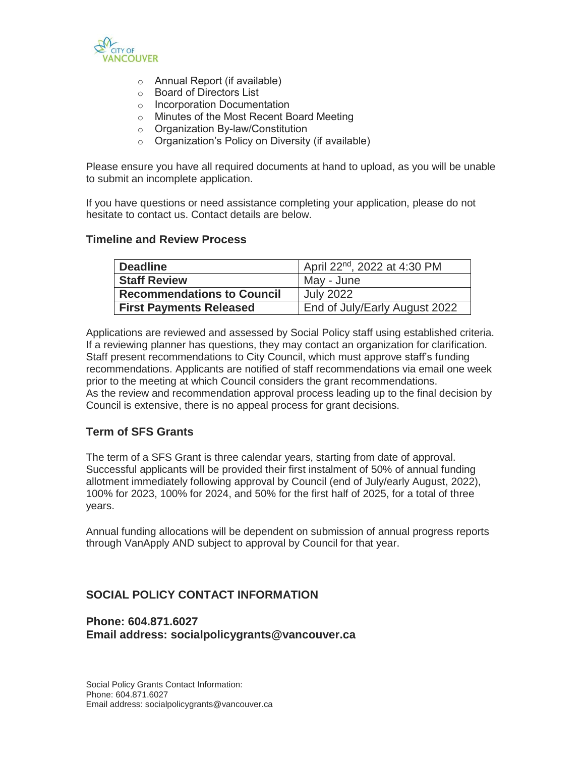- Annual Report (if available)
- Board of Directors List
- Incorporation Documentation
- Minutes of the Most Recent Board Meeting
- Organization By-law/Constitution
- Organization's Policy on Diversity (if available)

Please ensure you have all required documents at hand to upload, as you will be unable to submit an incomplete application.

If you have questions or need assistance completing your application, please do not hesitate to contact us. Contact details are below.

### Timeline and Review Process

| | |
|---|---|
| **Deadline** | April 22nd, 2022 at 4:30 PM |
| **Staff Review** | May - June |
| **Recommendations to Council** | July 2022 |
| **First Payments Released** | End of July/Early August 2022 |

Applications are reviewed and assessed by Social Policy staff using established criteria. If a reviewing planner has questions, they may contact an organization for clarification. Staff present recommendations to City Council, which must approve staff's funding recommendations. Applicants are notified of staff recommendations via email one week prior to the meeting at which Council considers the grant recommendations.
As the review and recommendation approval process leading up to the final decision by Council is extensive, there is no appeal process for grant decisions.

### Term of SFS Grants

The term of a SFS Grant is three calendar years, starting from date of approval. Successful applicants will be provided their first instalment of 50% of annual funding allotment immediately following approval by Council (end of July/early August, 2022), 100% for 2023, 100% for 2024, and 50% for the first half of 2025, for a total of three years.

Annual funding allocations will be dependent on submission of annual progress reports through VanApply AND subject to approval by Council for that year.

### SOCIAL POLICY CONTACT INFORMATION

**Phone: 604.871.6027**
**Email address: socialpolicygrants@vancouver.ca**